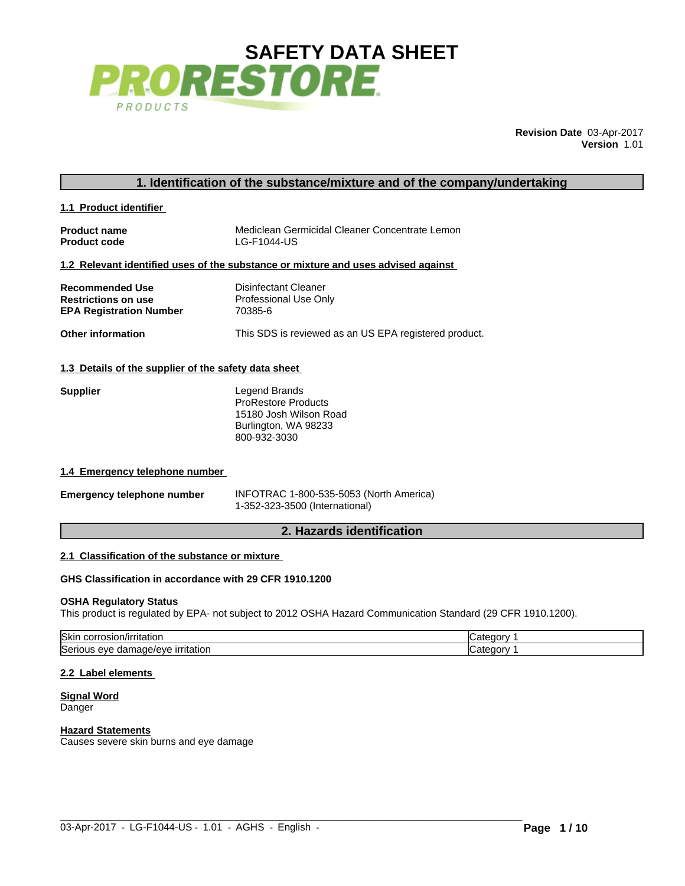# SAFETY DATA SHEET

PRORESTORE PRODUCTS

**Revision Date** 03-Apr-2017
**Version** 1.01

## 1. Identification of the substance/mixture and of the company/undertaking

### 1.1 Product identifier

**Product name** Mediclean Germicidal Cleaner Concentrate Lemon
**Product code** LG-F1044-US

### 1.2 Relevant identified uses of the substance or mixture and uses advised against

**Recommended Use** Disinfectant Cleaner
**Restrictions on use** Professional Use Only
**EPA Registration Number** 70385-6

**Other information** This SDS is reviewed as an US EPA registered product.

### 1.3 Details of the supplier of the safety data sheet

**Supplier**
Legend Brands
ProRestore Products
15180 Josh Wilson Road
Burlington, WA 98233
800-932-3030

### 1.4 Emergency telephone number

**Emergency telephone number** INFOTRAC 1-800-535-5053 (North America)
1-352-323-3500 (International)

## 2. Hazards identification

### 2.1 Classification of the substance or mixture

**GHS Classification in accordance with 29 CFR 1910.1200**

**OSHA Regulatory Status**
This product is regulated by EPA- not subject to 2012 OSHA Hazard Communication Standard (29 CFR 1910.1200).

| | |
|---|---|
| Skin corrosion/irritation | Category 1 |
| Serious eye damage/eye irritation | Category 1 |

### 2.2 Label elements

**Signal Word**
Danger

**Hazard Statements**
Causes severe skin burns and eye damage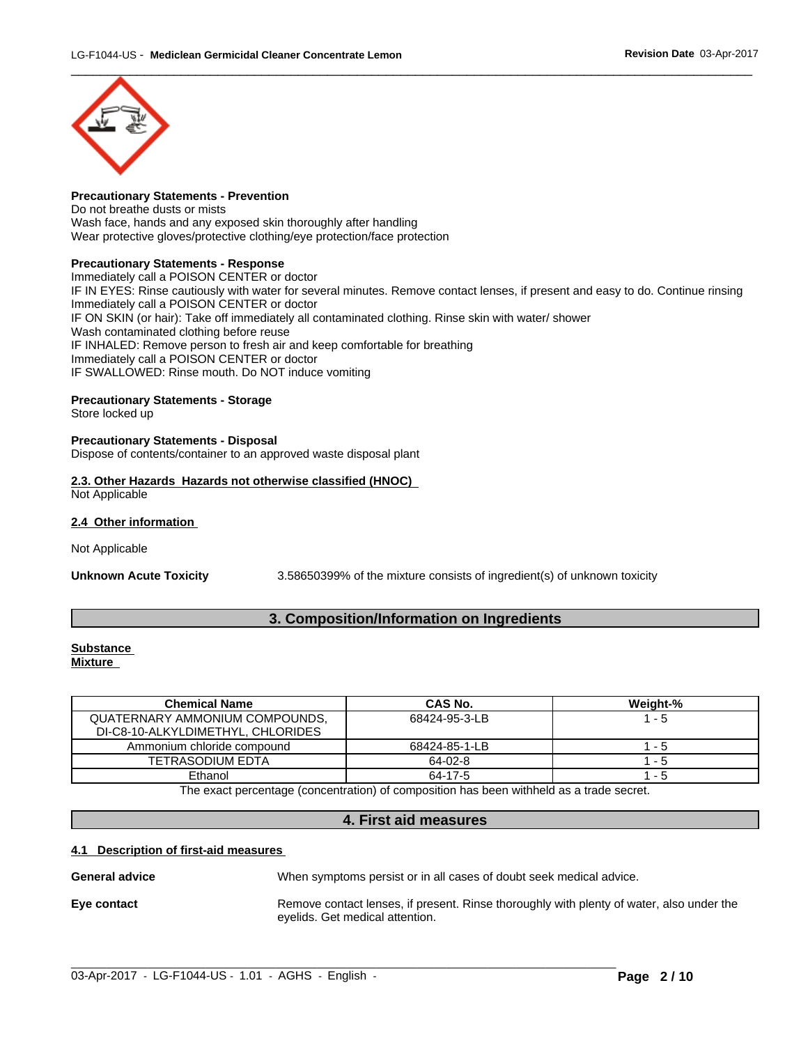**Precautionary Statements - Prevention**
Do not breathe dusts or mists
Wash face, hands and any exposed skin thoroughly after handling
Wear protective gloves/protective clothing/eye protection/face protection

**Precautionary Statements - Response**
Immediately call a POISON CENTER or doctor
IF IN EYES: Rinse cautiously with water for several minutes. Remove contact lenses, if present and easy to do. Continue rinsing
Immediately call a POISON CENTER or doctor
IF ON SKIN (or hair): Take off immediately all contaminated clothing. Rinse skin with water/ shower
Wash contaminated clothing before reuse
IF INHALED: Remove person to fresh air and keep comfortable for breathing
Immediately call a POISON CENTER or doctor
IF SWALLOWED: Rinse mouth. Do NOT induce vomiting

**Precautionary Statements - Storage**
Store locked up

**Precautionary Statements - Disposal**
Dispose of contents/container to an approved waste disposal plant

**2.3. Other Hazards Hazards not otherwise classified (HNOC)**
Not Applicable

**2.4 Other information**

Not Applicable

**Unknown Acute Toxicity** 3.58650399% of the mixture consists of ingredient(s) of unknown toxicity

## 3. Composition/Information on Ingredients

**Substance**
**Mixture**

| Chemical Name | CAS No. | Weight-% |
|---|---|---|
| QUATERNARY AMMONIUM COMPOUNDS, DI-C8-10-ALKYLDIMETHYL, CHLORIDES | 68424-95-3-LB | 1 - 5 |
| Ammonium chloride compound | 68424-85-1-LB | 1 - 5 |
| TETRASODIUM EDTA | 64-02-8 | 1 - 5 |
| Ethanol | 64-17-5 | 1 - 5 |

The exact percentage (concentration) of composition has been withheld as a trade secret.

## 4. First aid measures

**4.1 Description of first-aid measures**

**General advice** When symptoms persist or in all cases of doubt seek medical advice.

**Eye contact** Remove contact lenses, if present. Rinse thoroughly with plenty of water, also under the eyelids. Get medical attention.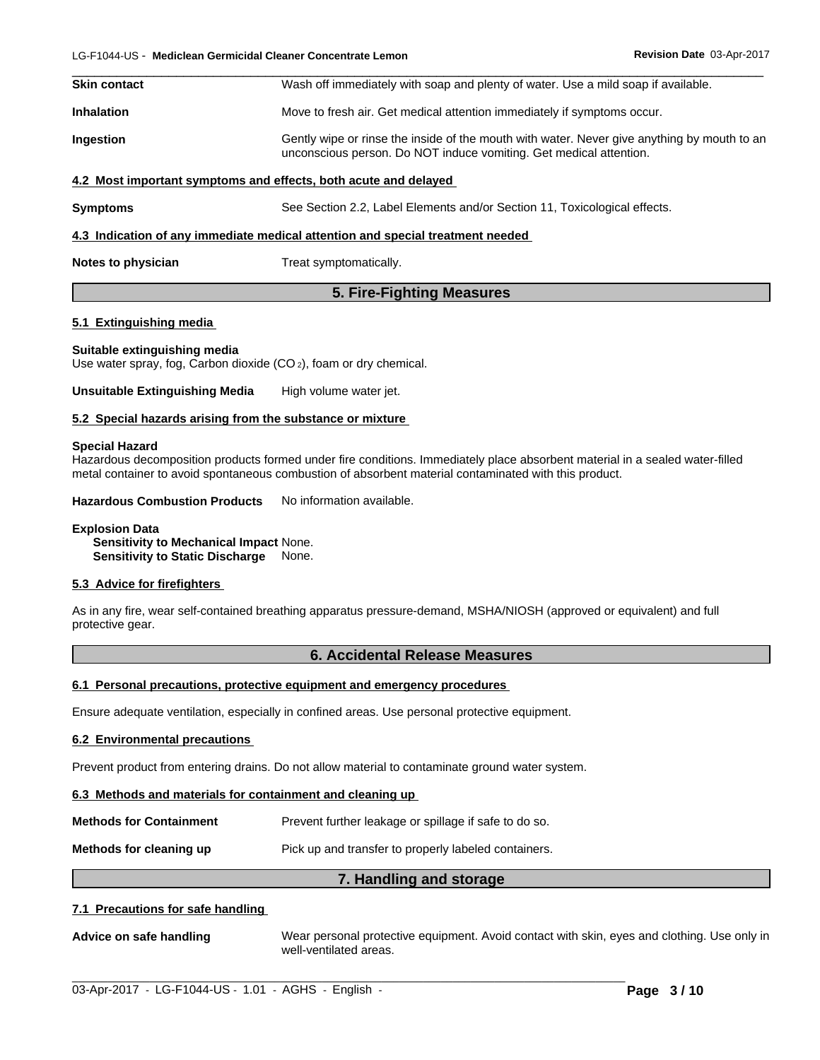| | |
|---|---|
| **Skin contact** | Wash off immediately with soap and plenty of water. Use a mild soap if available. |
| **Inhalation** | Move to fresh air. Get medical attention immediately if symptoms occur. |
| **Ingestion** | Gently wipe or rinse the inside of the mouth with water. Never give anything by mouth to an unconscious person. Do NOT induce vomiting. Get medical attention. |

### 4.2 Most important symptoms and effects, both acute and delayed

**Symptoms** See Section 2.2, Label Elements and/or Section 11, Toxicological effects.

### 4.3 Indication of any immediate medical attention and special treatment needed

**Notes to physician** Treat symptomatically.

## 5. Fire-Fighting Measures

### 5.1 Extinguishing media

**Suitable extinguishing media**
Use water spray, fog, Carbon dioxide ($CO_2$), foam or dry chemical.

**Unsuitable Extinguishing Media** High volume water jet.

### 5.2 Special hazards arising from the substance or mixture

**Special Hazard**
Hazardous decomposition products formed under fire conditions. Immediately place absorbent material in a sealed water-filled metal container to avoid spontaneous combustion of absorbent material contaminated with this product.

**Hazardous Combustion Products** No information available.

**Explosion Data**
**Sensitivity to Mechanical Impact** None.
**Sensitivity to Static Discharge** None.

### 5.3 Advice for firefighters

As in any fire, wear self-contained breathing apparatus pressure-demand, MSHA/NIOSH (approved or equivalent) and full protective gear.

## 6. Accidental Release Measures

### 6.1 Personal precautions, protective equipment and emergency procedures

Ensure adequate ventilation, especially in confined areas. Use personal protective equipment.

### 6.2 Environmental precautions

Prevent product from entering drains. Do not allow material to contaminate ground water system.

### 6.3 Methods and materials for containment and cleaning up

**Methods for Containment** Prevent further leakage or spillage if safe to do so.

**Methods for cleaning up** Pick up and transfer to properly labeled containers.

## 7. Handling and storage

### 7.1 Precautions for safe handling

**Advice on safe handling** Wear personal protective equipment. Avoid contact with skin, eyes and clothing. Use only in well-ventilated areas.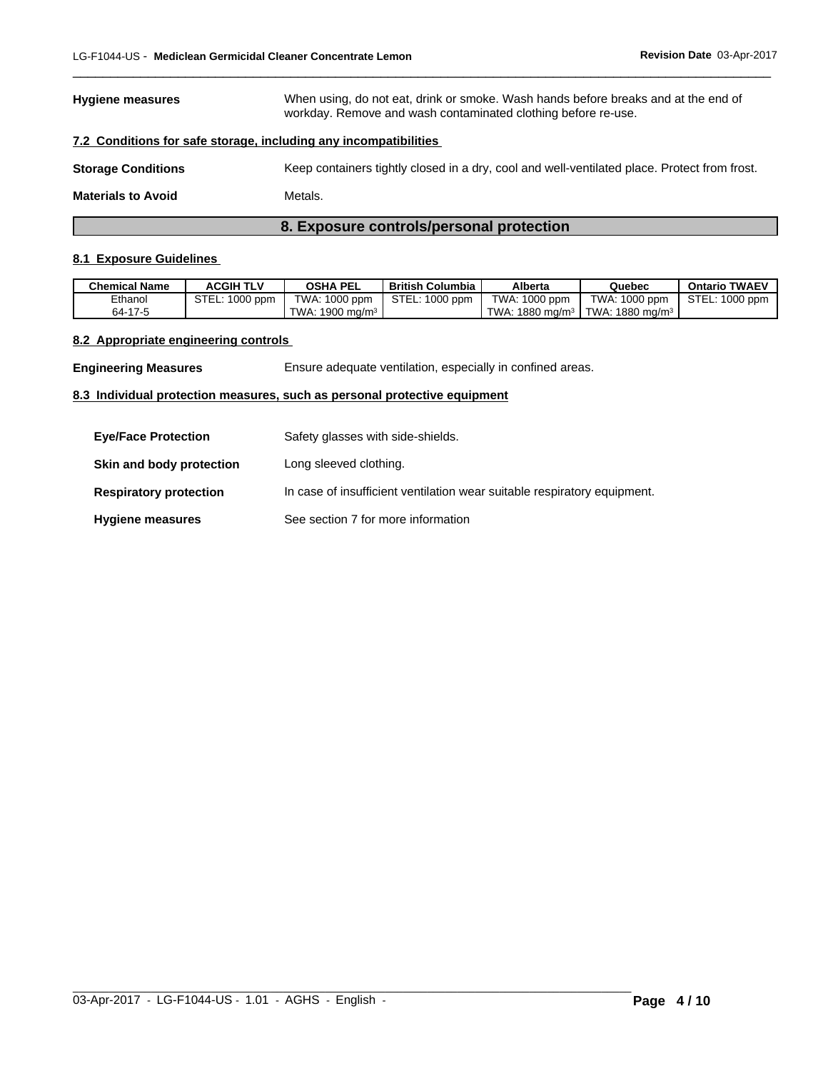**Hygiene measures** When using, do not eat, drink or smoke. Wash hands before breaks and at the end of workday. Remove and wash contaminated clothing before re-use.

**7.2 Conditions for safe storage, including any incompatibilities**

**Storage Conditions** Keep containers tightly closed in a dry, cool and well-ventilated place. Protect from frost.

**Materials to Avoid** Metals.

## 8. Exposure controls/personal protection

**8.1 Exposure Guidelines**

| Chemical Name | ACGIH TLV | OSHA PEL | British Columbia | Alberta | Quebec | Ontario TWAEV |
|---|---|---|---|---|---|---|
| Ethanol<br>64-17-5 | STEL: 1000 ppm | TWA: 1000 ppm<br>TWA: 1900 mg/m³ | STEL: 1000 ppm | TWA: 1000 ppm<br>TWA: 1880 mg/m³ | TWA: 1000 ppm<br>TWA: 1880 mg/m³ | STEL: 1000 ppm |

**8.2 Appropriate engineering controls**

**Engineering Measures** Ensure adequate ventilation, especially in confined areas.

**8.3 Individual protection measures, such as personal protective equipment**

**Eye/Face Protection** Safety glasses with side-shields.

**Skin and body protection** Long sleeved clothing.

**Respiratory protection** In case of insufficient ventilation wear suitable respiratory equipment.

**Hygiene measures** See section 7 for more information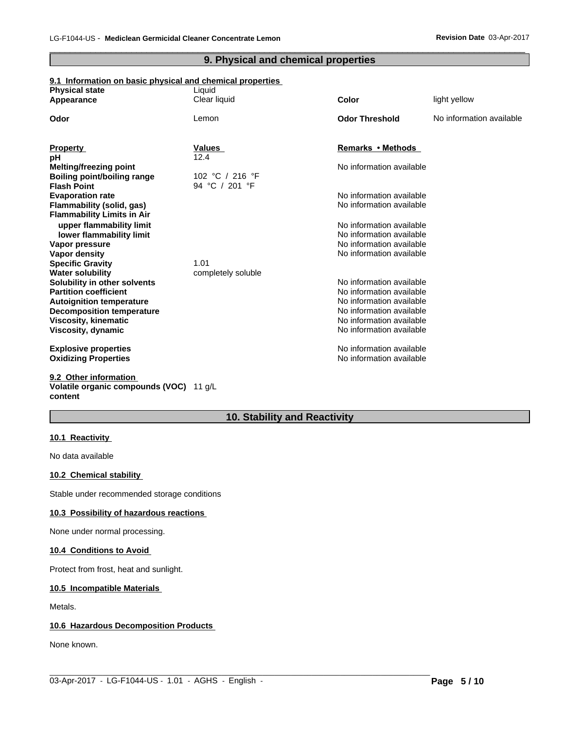## 9. Physical and chemical properties

### 9.1 Information on basic physical and chemical properties

| | | | |
|---|---|---|---|
| **Physical state** | Liquid | | |
| **Appearance** | Clear liquid | **Color** | light yellow |
| **Odor** | Lemon | **Odor Threshold** | No information available |

| **Property** | **Values** | **Remarks • Methods** |
|---|---|---|
| **pH** | 12.4 | |
| **Melting/freezing point** | | No information available |
| **Boiling point/boiling range** | 102 °C / 216 °F | |
| **Flash Point** | 94 °C / 201 °F | |
| **Evaporation rate** | | No information available |
| **Flammability (solid, gas)** | | No information available |
| **Flammability Limits in Air** | | |
| **upper flammability limit** | | No information available |
| **lower flammability limit** | | No information available |
| **Vapor pressure** | | No information available |
| **Vapor density** | | No information available |
| **Specific Gravity** | 1.01 | |
| **Water solubility** | completely soluble | |
| **Solubility in other solvents** | | No information available |
| **Partition coefficient** | | No information available |
| **Autoignition temperature** | | No information available |
| **Decomposition temperature** | | No information available |
| **Viscosity, kinematic** | | No information available |
| **Viscosity, dynamic** | | No information available |
| **Explosive properties** | | No information available |
| **Oxidizing Properties** | | No information available |

### 9.2 Other information

**Volatile organic compounds (VOC) content** 11 g/L

## 10. Stability and Reactivity

### 10.1 Reactivity

No data available

### 10.2 Chemical stability

Stable under recommended storage conditions

### 10.3 Possibility of hazardous reactions

None under normal processing.

### 10.4 Conditions to Avoid

Protect from frost, heat and sunlight.

### 10.5 Incompatible Materials

Metals.

### 10.6 Hazardous Decomposition Products

None known.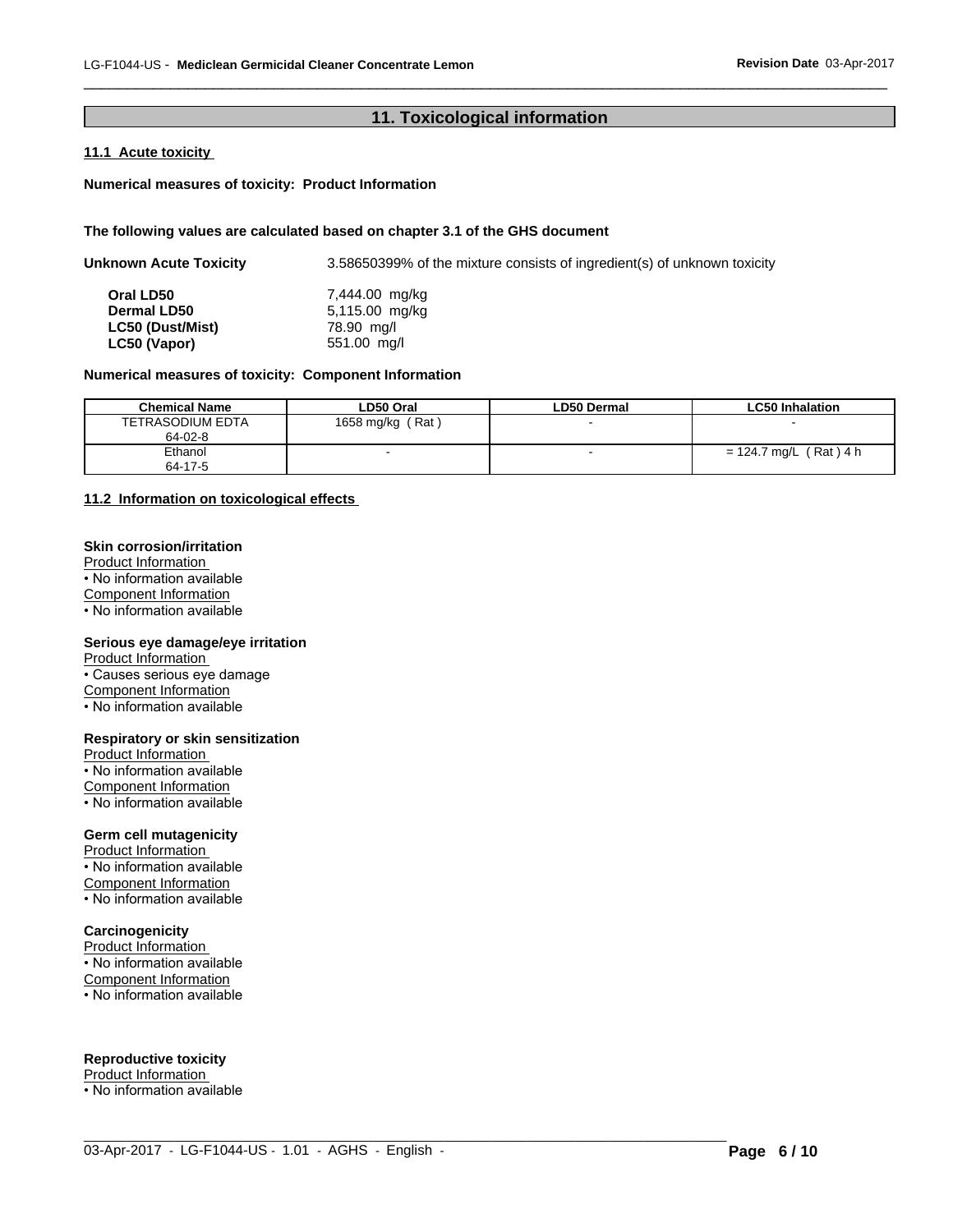## 11. Toxicological information

### 11.1 Acute toxicity

**Numerical measures of toxicity: Product Information**

**The following values are calculated based on chapter 3.1 of the GHS document**

**Unknown Acute Toxicity** 3.58650399% of the mixture consists of ingredient(s) of unknown toxicity

| | |
|---|---|
| **Oral LD50** | 7,444.00 mg/kg |
| **Dermal LD50** | 5,115.00 mg/kg |
| **LC50 (Dust/Mist)** | 78.90 mg/l |
| **LC50 (Vapor)** | 551.00 mg/l |

**Numerical measures of toxicity: Component Information**

| Chemical Name | LD50 Oral | LD50 Dermal | LC50 Inhalation |
|---|---|---|---|
| TETRASODIUM EDTA<br>64-02-8 | 1658 mg/kg ( Rat ) | - | - |
| Ethanol<br>64-17-5 | - | - | = 124.7 mg/L ( Rat ) 4 h |

### 11.2 Information on toxicological effects

**Skin corrosion/irritation**

Product Information
- No information available

Component Information
- No information available

**Serious eye damage/eye irritation**

Product Information
- Causes serious eye damage

Component Information
- No information available

**Respiratory or skin sensitization**

Product Information
- No information available

Component Information
- No information available

**Germ cell mutagenicity**

Product Information
- No information available

Component Information
- No information available

**Carcinogenicity**

Product Information
- No information available

Component Information
- No information available

**Reproductive toxicity**

Product Information
- No information available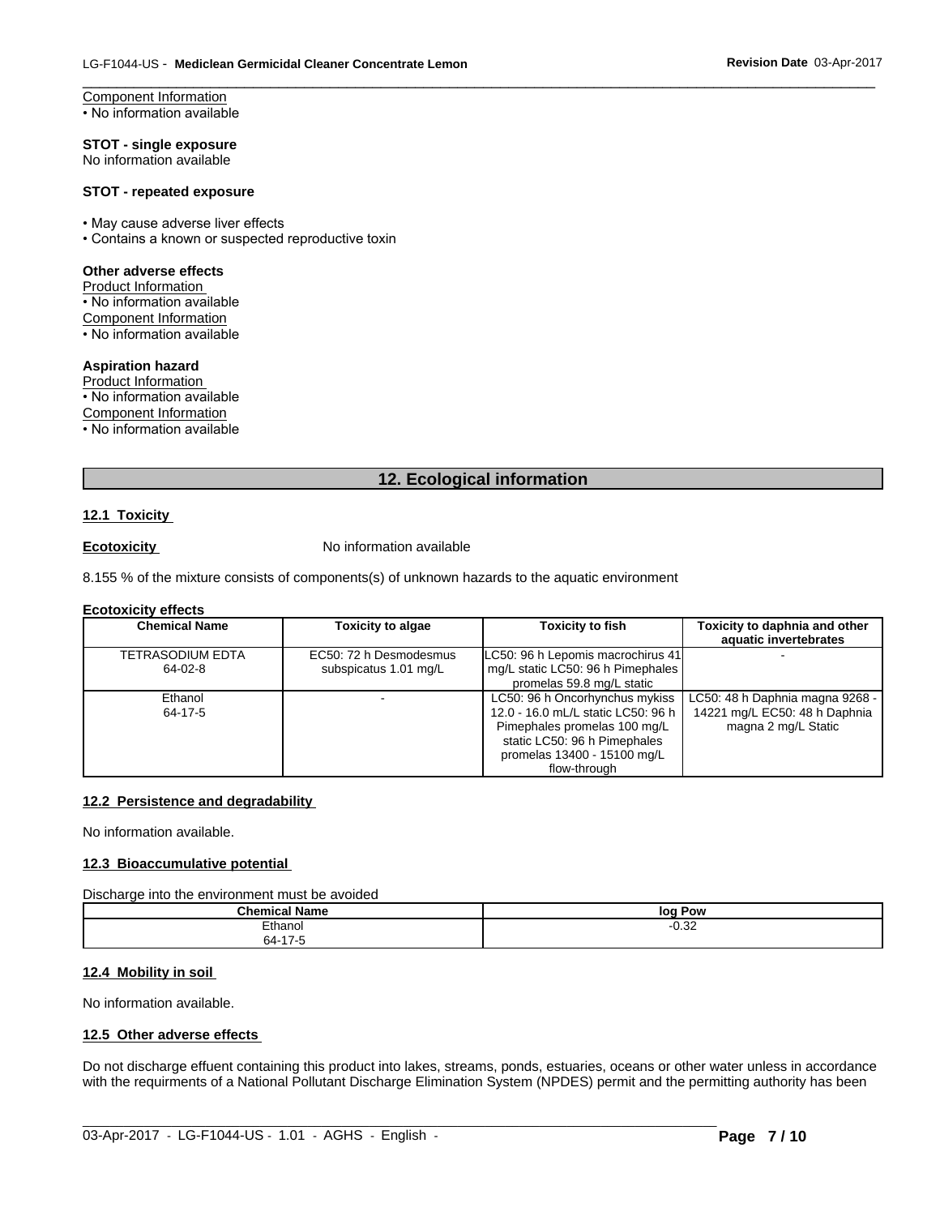Component Information
• No information available

**STOT - single exposure**
No information available

**STOT - repeated exposure**

• May cause adverse liver effects
• Contains a known or suspected reproductive toxin

**Other adverse effects**
Product Information
• No information available
Component Information
• No information available

**Aspiration hazard**
Product Information
• No information available
Component Information
• No information available

## 12. Ecological information

**12.1 Toxicity**

**Ecotoxicity** No information available

8.155 % of the mixture consists of components(s) of unknown hazards to the aquatic environment

**Ecotoxicity effects**

| Chemical Name | Toxicity to algae | Toxicity to fish | Toxicity to daphnia and other aquatic invertebrates |
|---|---|---|---|
| TETRASODIUM EDTA 64-02-8 | EC50: 72 h Desmodesmus subspicatus 1.01 mg/L | LC50: 96 h Lepomis macrochirus 41 mg/L static LC50: 96 h Pimephales promelas 59.8 mg/L static | - |
| Ethanol 64-17-5 | - | LC50: 96 h Oncorhynchus mykiss 12.0 - 16.0 mL/L static LC50: 96 h Pimephales promelas 100 mg/L static LC50: 96 h Pimephales promelas 13400 - 15100 mg/L flow-through | LC50: 48 h Daphnia magna 9268 - 14221 mg/L EC50: 48 h Daphnia magna 2 mg/L Static |

**12.2 Persistence and degradability**

No information available.

**12.3 Bioaccumulative potential**

Discharge into the environment must be avoided

| Chemical Name | log Pow |
|---|---|
| Ethanol 64-17-5 | -0.32 |

**12.4 Mobility in soil**

No information available.

**12.5 Other adverse effects**

Do not discharge effuent containing this product into lakes, streams, ponds, estuaries, oceans or other water unless in accordance with the requirments of a National Pollutant Discharge Elimination System (NPDES) permit and the permitting authority has been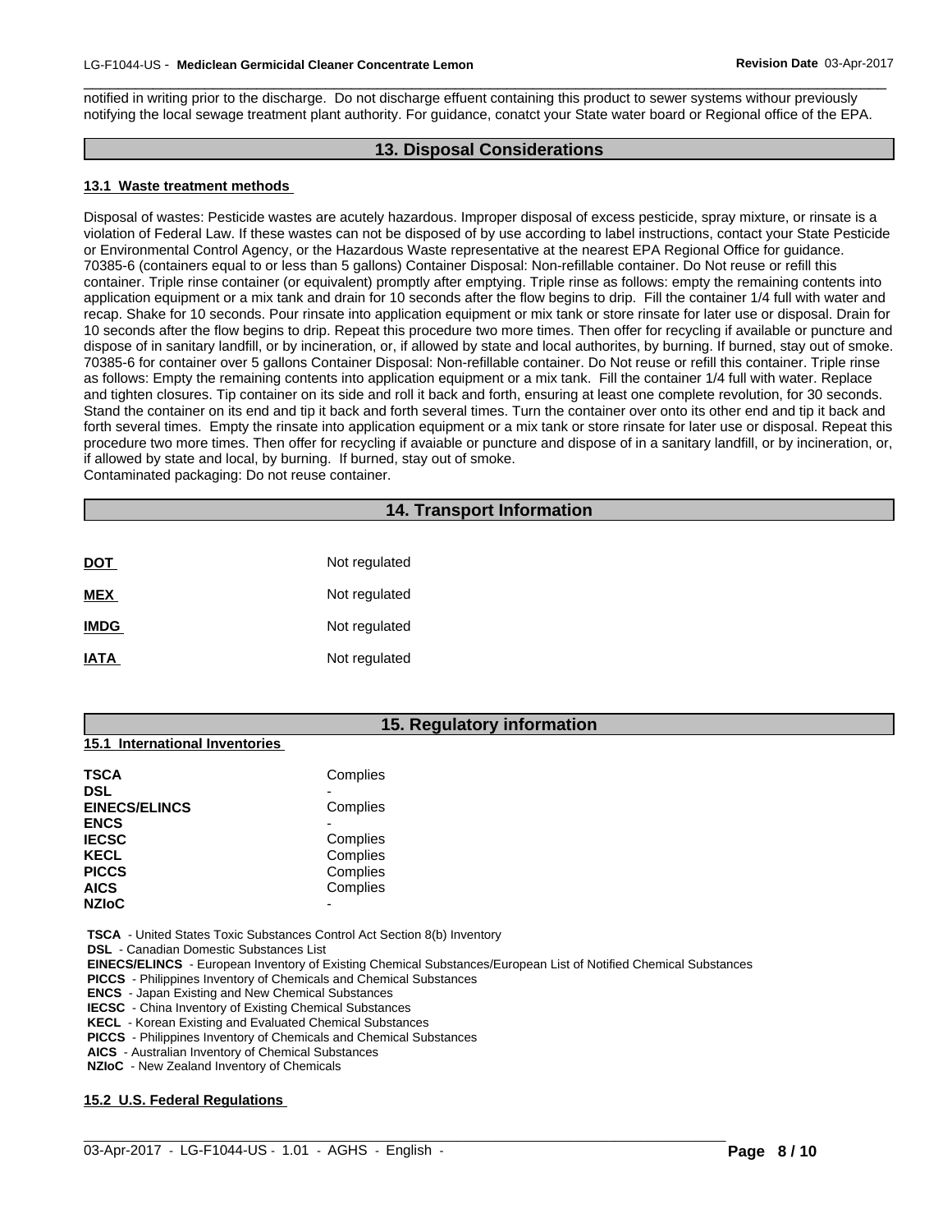notified in writing prior to the discharge. Do not discharge effuent containing this product to sewer systems withour previously notifying the local sewage treatment plant authority. For guidance, conatct your State water board or Regional office of the EPA.

## 13. Disposal Considerations

### 13.1 Waste treatment methods

Disposal of wastes: Pesticide wastes are acutely hazardous. Improper disposal of excess pesticide, spray mixture, or rinsate is a violation of Federal Law. If these wastes can not be disposed of by use according to label instructions, contact your State Pesticide or Environmental Control Agency, or the Hazardous Waste representative at the nearest EPA Regional Office for guidance.
70385-6 (containers equal to or less than 5 gallons) Container Disposal: Non-refillable container. Do Not reuse or refill this container. Triple rinse container (or equivalent) promptly after emptying. Triple rinse as follows: empty the remaining contents into application equipment or a mix tank and drain for 10 seconds after the flow begins to drip. Fill the container 1/4 full with water and recap. Shake for 10 seconds. Pour rinsate into application equipment or mix tank or store rinsate for later use or disposal. Drain for 10 seconds after the flow begins to drip. Repeat this procedure two more times. Then offer for recycling if available or puncture and dispose of in sanitary landfill, or by incineration, or, if allowed by state and local authorites, by burning. If burned, stay out of smoke.
70385-6 for container over 5 gallons Container Disposal: Non-refillable container. Do Not reuse or refill this container. Triple rinse as follows: Empty the remaining contents into application equipment or a mix tank. Fill the container 1/4 full with water. Replace and tighten closures. Tip container on its side and roll it back and forth, ensuring at least one complete revolution, for 30 seconds. Stand the container on its end and tip it back and forth several times. Turn the container over onto its other end and tip it back and forth several times. Empty the rinsate into application equipment or a mix tank or store rinsate for later use or disposal. Repeat this procedure two more times. Then offer for recycling if avaiable or puncture and dispose of in a sanitary landfill, or by incineration, or, if allowed by state and local, by burning. If burned, stay out of smoke.
Contaminated packaging: Do not reuse container.

## 14. Transport Information

| | |
|---|---|
| **DOT** | Not regulated |
| **MEX** | Not regulated |
| **IMDG** | Not regulated |
| **IATA** | Not regulated |

## 15. Regulatory information

### 15.1 International Inventories

| | |
|---|---|
| **TSCA** | Complies |
| **DSL** | - |
| **EINECS/ELINCS** | Complies |
| **ENCS** | - |
| **IECSC** | Complies |
| **KECL** | Complies |
| **PICCS** | Complies |
| **AICS** | Complies |
| **NZIoC** | - |

**TSCA** - United States Toxic Substances Control Act Section 8(b) Inventory
**DSL** - Canadian Domestic Substances List
**EINECS/ELINCS** - European Inventory of Existing Chemical Substances/European List of Notified Chemical Substances
**PICCS** - Philippines Inventory of Chemicals and Chemical Substances
**ENCS** - Japan Existing and New Chemical Substances
**IECSC** - China Inventory of Existing Chemical Substances
**KECL** - Korean Existing and Evaluated Chemical Substances
**PICCS** - Philippines Inventory of Chemicals and Chemical Substances
**AICS** - Australian Inventory of Chemical Substances
**NZIoC** - New Zealand Inventory of Chemicals

### 15.2 U.S. Federal Regulations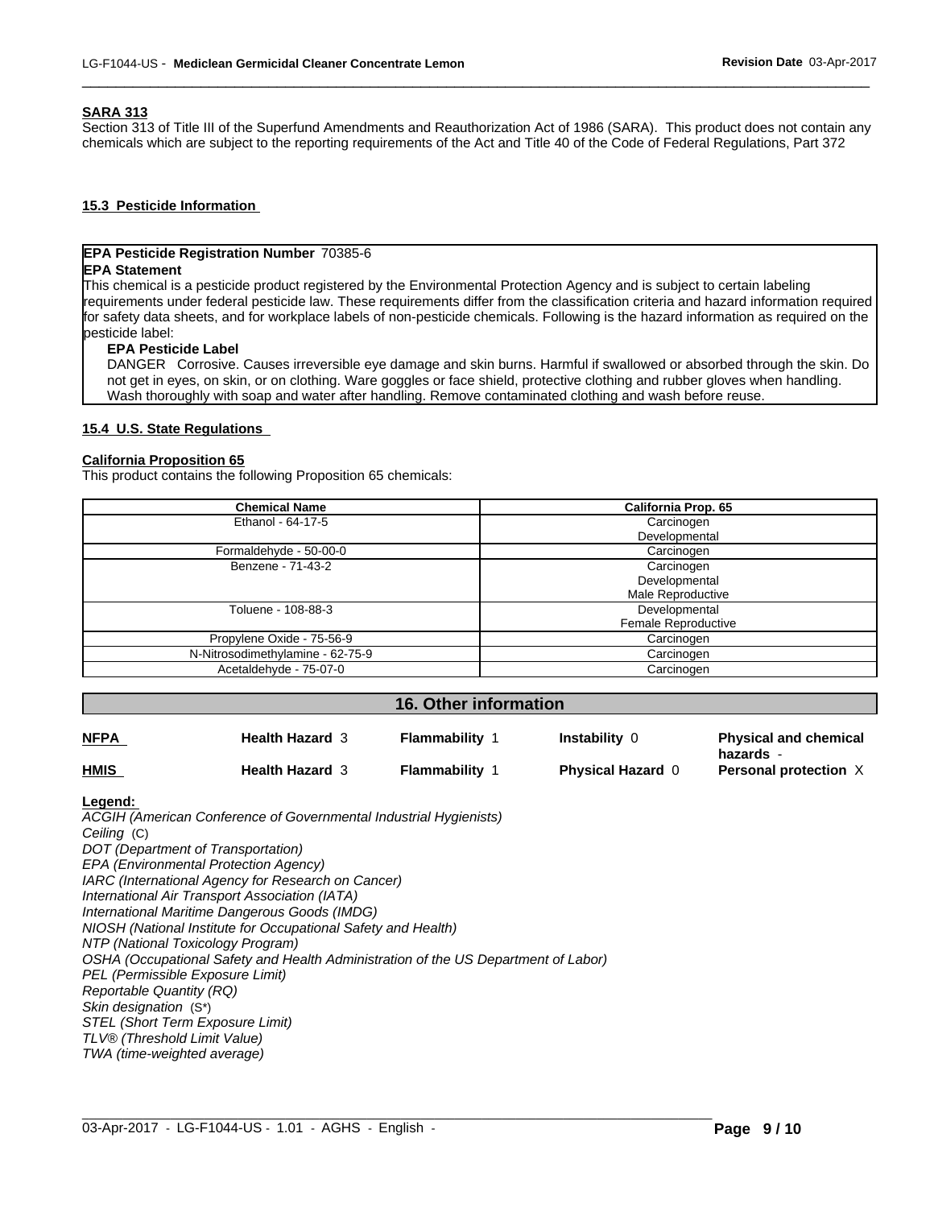**SARA 313**

Section 313 of Title III of the Superfund Amendments and Reauthorization Act of 1986 (SARA). This product does not contain any chemicals which are subject to the reporting requirements of the Act and Title 40 of the Code of Federal Regulations, Part 372

### 15.3 Pesticide Information

**EPA Pesticide Registration Number** 70385-6

**EPA Statement**

This chemical is a pesticide product registered by the Environmental Protection Agency and is subject to certain labeling requirements under federal pesticide law. These requirements differ from the classification criteria and hazard information required for safety data sheets, and for workplace labels of non-pesticide chemicals. Following is the hazard information as required on the pesticide label:

**EPA Pesticide Label**

DANGER Corrosive. Causes irreversible eye damage and skin burns. Harmful if swallowed or absorbed through the skin. Do not get in eyes, on skin, or on clothing. Ware goggles or face shield, protective clothing and rubber gloves when handling. Wash thoroughly with soap and water after handling. Remove contaminated clothing and wash before reuse.

### 15.4 U.S. State Regulations

**California Proposition 65**

This product contains the following Proposition 65 chemicals:

| Chemical Name | California Prop. 65 |
|---|---|
| Ethanol - 64-17-5 | Carcinogen<br>Developmental |
| Formaldehyde - 50-00-0 | Carcinogen |
| Benzene - 71-43-2 | Carcinogen<br>Developmental<br>Male Reproductive |
| Toluene - 108-88-3 | Developmental<br>Female Reproductive |
| Propylene Oxide - 75-56-9 | Carcinogen |
| N-Nitrosodimethylamine - 62-75-9 | Carcinogen |
| Acetaldehyde - 75-07-0 | Carcinogen |

## 16. Other information

| | | | | |
|---|---|---|---|---|
| **NFPA** | **Health Hazard** 3 | **Flammability** 1 | **Instability** 0 | **Physical and chemical hazards** - |
| **HMIS** | **Health Hazard** 3 | **Flammability** 1 | **Physical Hazard** 0 | **Personal protection** X |

**Legend:**

*ACGIH (American Conference of Governmental Industrial Hygienists)*
*Ceiling* (C)
*DOT (Department of Transportation)*
*EPA (Environmental Protection Agency)*
*IARC (International Agency for Research on Cancer)*
*International Air Transport Association (IATA)*
*International Maritime Dangerous Goods (IMDG)*
*NIOSH (National Institute for Occupational Safety and Health)*
*NTP (National Toxicology Program)*
*OSHA (Occupational Safety and Health Administration of the US Department of Labor)*
*PEL (Permissible Exposure Limit)*
*Reportable Quantity (RQ)*
*Skin designation* (S*)
*STEL (Short Term Exposure Limit)*
*TLV® (Threshold Limit Value)*
*TWA (time-weighted average)*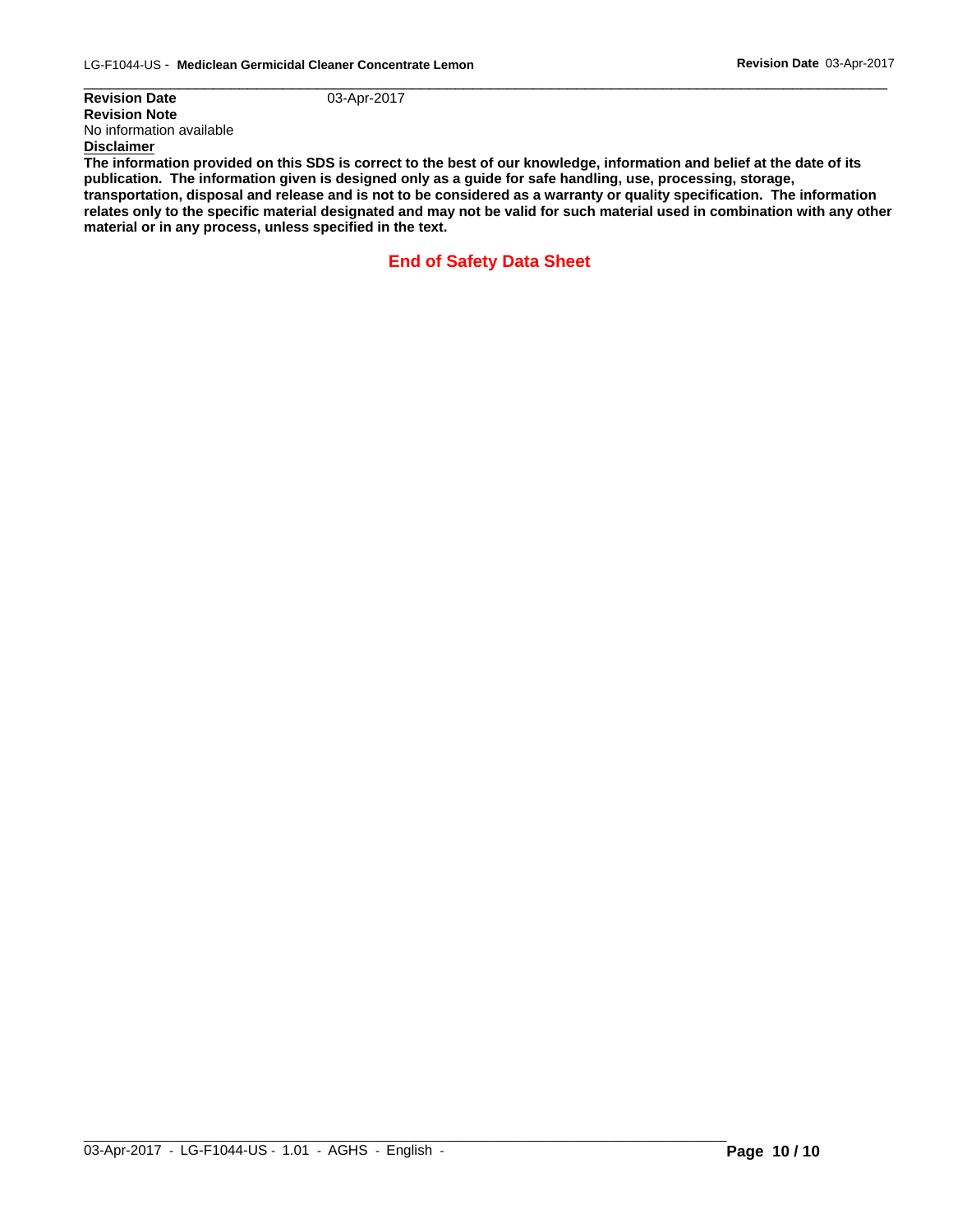**Revision Date** 03-Apr-2017

**Revision Note**

No information available

**Disclaimer**

**The information provided on this SDS is correct to the best of our knowledge, information and belief at the date of its publication. The information given is designed only as a guide for safe handling, use, processing, storage, transportation, disposal and release and is not to be considered as a warranty or quality specification. The information relates only to the specific material designated and may not be valid for such material used in combination with any other material or in any process, unless specified in the text.**

**End of Safety Data Sheet**